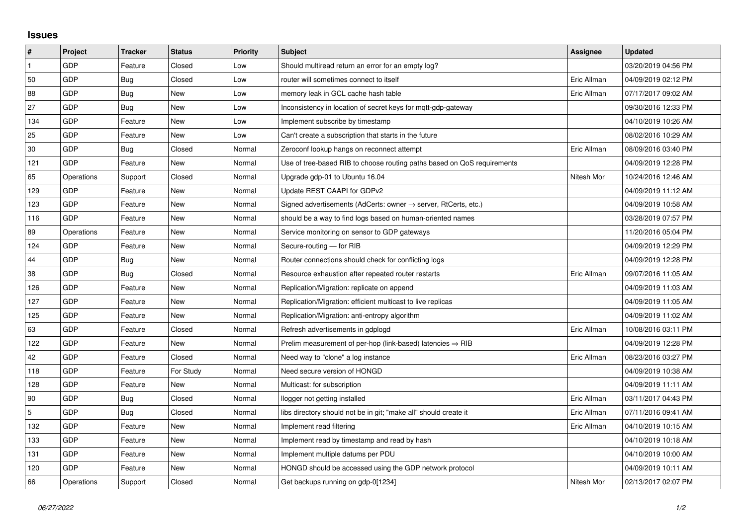## Issues

| # | Project | Tracker | Status | Priority | Subject | Assignee | Updated |
|---|---|---|---|---|---|---|---|
| 1 | GDP | Feature | Closed | Low | Should multiread return an error for an empty log? | | 03/20/2019 04:56 PM |
| 50 | GDP | Bug | Closed | Low | router will sometimes connect to itself | Eric Allman | 04/09/2019 02:12 PM |
| 88 | GDP | Bug | New | Low | memory leak in GCL cache hash table | Eric Allman | 07/17/2017 09:02 AM |
| 27 | GDP | Bug | New | Low | Inconsistency in location of secret keys for mqtt-gdp-gateway | | 09/30/2016 12:33 PM |
| 134 | GDP | Feature | New | Low | Implement subscribe by timestamp | | 04/10/2019 10:26 AM |
| 25 | GDP | Feature | New | Low | Can't create a subscription that starts in the future | | 08/02/2016 10:29 AM |
| 30 | GDP | Bug | Closed | Normal | Zeroconf lookup hangs on reconnect attempt | Eric Allman | 08/09/2016 03:40 PM |
| 121 | GDP | Feature | New | Normal | Use of tree-based RIB to choose routing paths based on QoS requirements | | 04/09/2019 12:28 PM |
| 65 | Operations | Support | Closed | Normal | Upgrade gdp-01 to Ubuntu 16.04 | Nitesh Mor | 10/24/2016 12:46 AM |
| 129 | GDP | Feature | New | Normal | Update REST CAAPI for GDPv2 | | 04/09/2019 11:12 AM |
| 123 | GDP | Feature | New | Normal | Signed advertisements (AdCerts: owner → server, RtCerts, etc.) | | 04/09/2019 10:58 AM |
| 116 | GDP | Feature | New | Normal | should be a way to find logs based on human-oriented names | | 03/28/2019 07:57 PM |
| 89 | Operations | Feature | New | Normal | Service monitoring on sensor to GDP gateways | | 11/20/2016 05:04 PM |
| 124 | GDP | Feature | New | Normal | Secure-routing — for RIB | | 04/09/2019 12:29 PM |
| 44 | GDP | Bug | New | Normal | Router connections should check for conflicting logs | | 04/09/2019 12:28 PM |
| 38 | GDP | Bug | Closed | Normal | Resource exhaustion after repeated router restarts | Eric Allman | 09/07/2016 11:05 AM |
| 126 | GDP | Feature | New | Normal | Replication/Migration: replicate on append | | 04/09/2019 11:03 AM |
| 127 | GDP | Feature | New | Normal | Replication/Migration: efficient multicast to live replicas | | 04/09/2019 11:05 AM |
| 125 | GDP | Feature | New | Normal | Replication/Migration: anti-entropy algorithm | | 04/09/2019 11:02 AM |
| 63 | GDP | Feature | Closed | Normal | Refresh advertisements in gdplogd | Eric Allman | 10/08/2016 03:11 PM |
| 122 | GDP | Feature | New | Normal | Prelim measurement of per-hop (link-based) latencies ⇒ RIB | | 04/09/2019 12:28 PM |
| 42 | GDP | Feature | Closed | Normal | Need way to "clone" a log instance | Eric Allman | 08/23/2016 03:27 PM |
| 118 | GDP | Feature | For Study | Normal | Need secure version of HONGD | | 04/09/2019 10:38 AM |
| 128 | GDP | Feature | New | Normal | Multicast: for subscription | | 04/09/2019 11:11 AM |
| 90 | GDP | Bug | Closed | Normal | llogger not getting installed | Eric Allman | 03/11/2017 04:43 PM |
| 5 | GDP | Bug | Closed | Normal | libs directory should not be in git; "make all" should create it | Eric Allman | 07/11/2016 09:41 AM |
| 132 | GDP | Feature | New | Normal | Implement read filtering | Eric Allman | 04/10/2019 10:15 AM |
| 133 | GDP | Feature | New | Normal | Implement read by timestamp and read by hash | | 04/10/2019 10:18 AM |
| 131 | GDP | Feature | New | Normal | Implement multiple datums per PDU | | 04/10/2019 10:00 AM |
| 120 | GDP | Feature | New | Normal | HONGD should be accessed using the GDP network protocol | | 04/09/2019 10:11 AM |
| 66 | Operations | Support | Closed | Normal | Get backups running on gdp-0[1234] | Nitesh Mor | 02/13/2017 02:07 PM |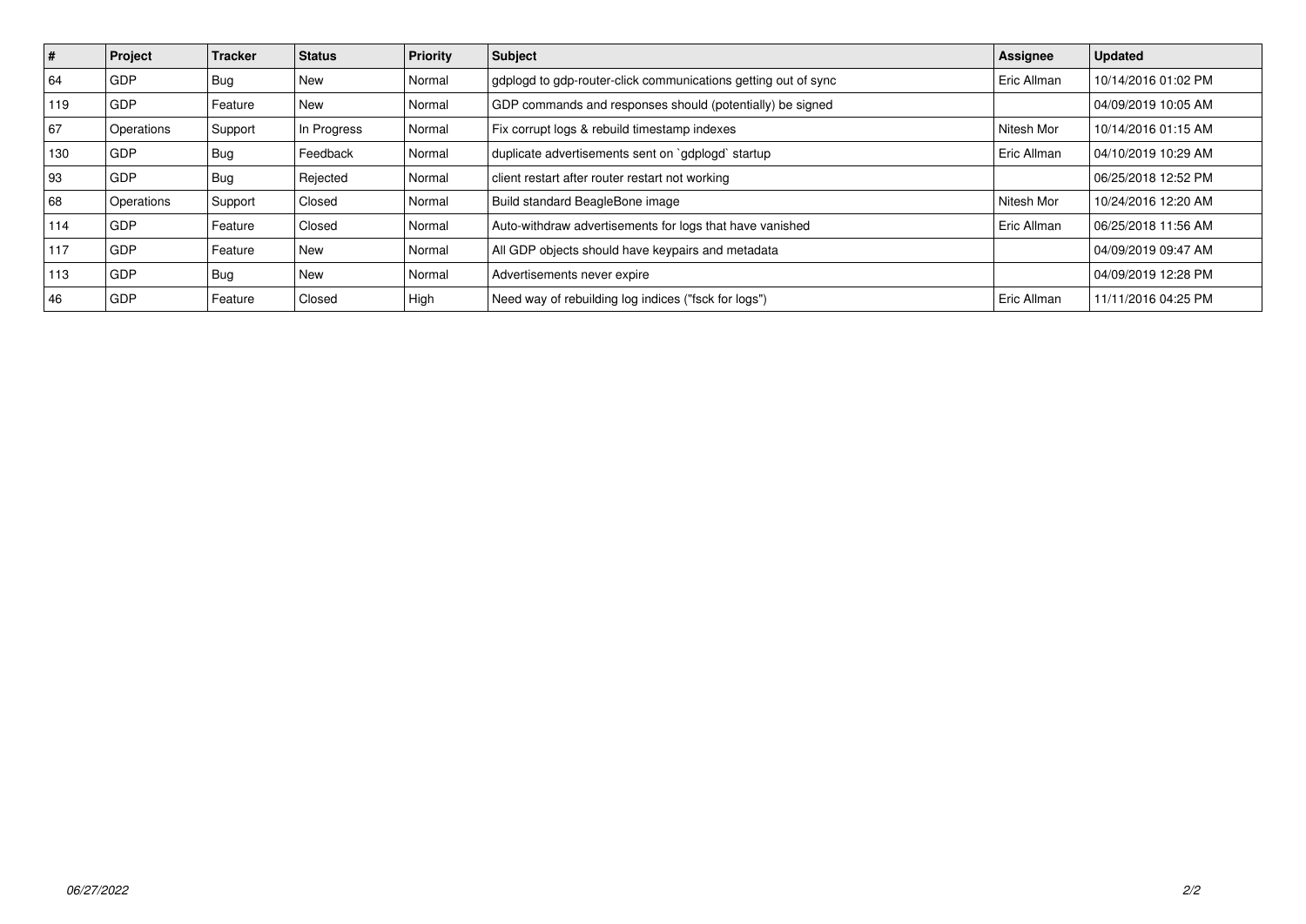| # | Project | Tracker | Status | Priority | Subject | Assignee | Updated |
|---|---|---|---|---|---|---|---|
| 64 | GDP | Bug | New | Normal | gdplogd to gdp-router-click communications getting out of sync | Eric Allman | 10/14/2016 01:02 PM |
| 119 | GDP | Feature | New | Normal | GDP commands and responses should (potentially) be signed | | 04/09/2019 10:05 AM |
| 67 | Operations | Support | In Progress | Normal | Fix corrupt logs & rebuild timestamp indexes | Nitesh Mor | 10/14/2016 01:15 AM |
| 130 | GDP | Bug | Feedback | Normal | duplicate advertisements sent on `gdplogd` startup | Eric Allman | 04/10/2019 10:29 AM |
| 93 | GDP | Bug | Rejected | Normal | client restart after router restart not working | | 06/25/2018 12:52 PM |
| 68 | Operations | Support | Closed | Normal | Build standard BeagleBone image | Nitesh Mor | 10/24/2016 12:20 AM |
| 114 | GDP | Feature | Closed | Normal | Auto-withdraw advertisements for logs that have vanished | Eric Allman | 06/25/2018 11:56 AM |
| 117 | GDP | Feature | New | Normal | All GDP objects should have keypairs and metadata | | 04/09/2019 09:47 AM |
| 113 | GDP | Bug | New | Normal | Advertisements never expire | | 04/09/2019 12:28 PM |
| 46 | GDP | Feature | Closed | High | Need way of rebuilding log indices ("fsck for logs") | Eric Allman | 11/11/2016 04:25 PM |